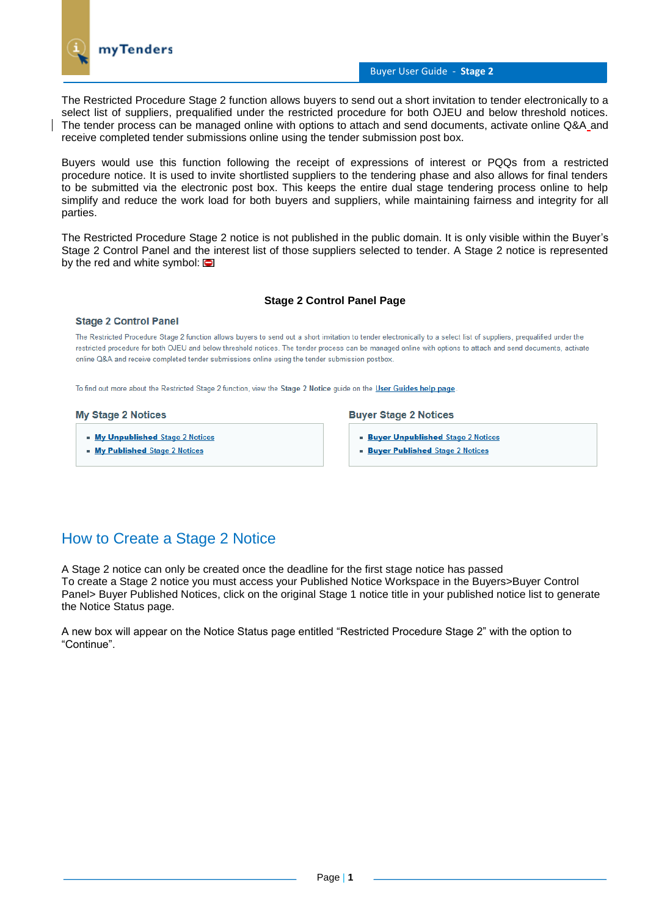The Restricted Procedure Stage 2 function allows buyers to send out a short invitation to tender electronically to a select list of suppliers, prequalified under the restricted procedure for both OJEU and below threshold notices. The tender process can be managed online with options to attach and send documents, activate online Q&A and receive completed tender submissions online using the tender submission post box.

Buyers would use this function following the receipt of expressions of interest or PQQs from a restricted procedure notice. It is used to invite shortlisted suppliers to the tendering phase and also allows for final tenders to be submitted via the electronic post box. This keeps the entire dual stage tendering process online to help simplify and reduce the work load for both buyers and suppliers, while maintaining fairness and integrity for all parties.

The Restricted Procedure Stage 2 notice is not published in the public domain. It is only visible within the Buyer's Stage 2 Control Panel and the interest list of those suppliers selected to tender. A Stage 2 notice is represented by the red and white symbol:

**Stage 2 Control Panel Page**

### Stage 2 Control Panel

The Restricted Procedure Stage 2 function allows buyers to send out a short invitation to tender electronically to a select list of suppliers, prequalified under the restricted procedure for both OJEU and below threshold notices. The tender process can be managed online with options to attach and send documents, activate online Q&A and receive completed tender submissions online using the tender submission postbox.

To find out more about the Restricted Stage 2 function, view the **Stage 2 Notice** guide on the User Guides help page

**My Stage 2 Notices**

- **My Unpublished** Stage 2 Notices
- **My Published** Stage 2 Notices

**Buyer Stage 2 Notices**

- **Buyer Unpublished** Stage 2 Notices
- **Buyer Published** Stage 2 Notices

## How to Create a Stage 2 Notice

A Stage 2 notice can only be created once the deadline for the first stage notice has passed
To create a Stage 2 notice you must access your Published Notice Workspace in the Buyers>Buyer Control Panel> Buyer Published Notices, click on the original Stage 1 notice title in your published notice list to generate the Notice Status page.

A new box will appear on the Notice Status page entitled "Restricted Procedure Stage 2" with the option to "Continue".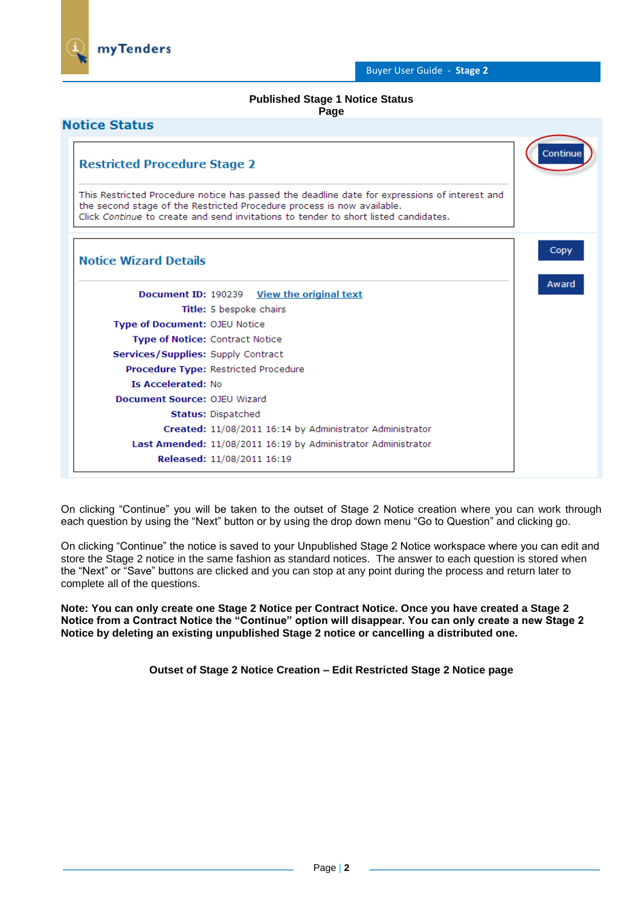**Published Stage 1 Notice Status Page**

## Notice Status

### Restricted Procedure Stage 2

This Restricted Procedure notice has passed the deadline date for expressions of interest and the second stage of the Restricted Procedure process is now available.
Click *Continue* to create and send invitations to tender to short listed candidates.

Continue

### Notice Wizard Details

Copy

Award

| | |
|---|---|
| **Document ID:** | 190239 View the original text |
| **Title:** | 5 bespoke chairs |
| **Type of Document:** | OJEU Notice |
| **Type of Notice:** | Contract Notice |
| **Services/Supplies:** | Supply Contract |
| **Procedure Type:** | Restricted Procedure |
| **Is Accelerated:** | No |
| **Document Source:** | OJEU Wizard |
| **Status:** | Dispatched |
| **Created:** | 11/08/2011 16:14 by Administrator Administrator |
| **Last Amended:** | 11/08/2011 16:19 by Administrator Administrator |
| **Released:** | 11/08/2011 16:19 |

On clicking "Continue" you will be taken to the outset of Stage 2 Notice creation where you can work through each question by using the "Next" button or by using the drop down menu "Go to Question" and clicking go.

On clicking "Continue" the notice is saved to your Unpublished Stage 2 Notice workspace where you can edit and store the Stage 2 notice in the same fashion as standard notices. The answer to each question is stored when the "Next" or "Save" buttons are clicked and you can stop at any point during the process and return later to complete all of the questions.

**Note: You can only create one Stage 2 Notice per Contract Notice. Once you have created a Stage 2 Notice from a Contract Notice the "Continue" option will disappear. You can only create a new Stage 2 Notice by deleting an existing unpublished Stage 2 notice or cancelling a distributed one.**

**Outset of Stage 2 Notice Creation – Edit Restricted Stage 2 Notice page**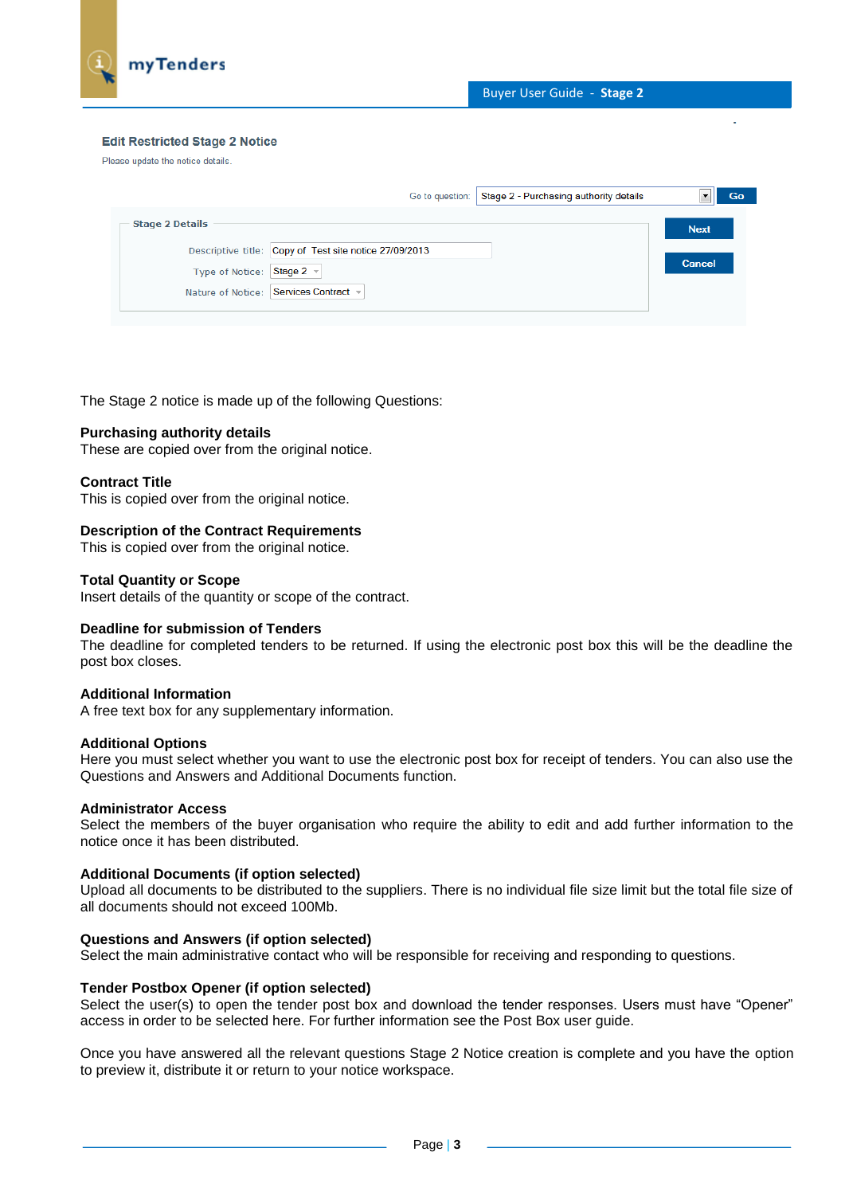**Edit Restricted Stage 2 Notice**

Please update the notice details.

Go to question: Stage 2 - Purchasing authority details | Go

**Stage 2 Details**

Descriptive title: Copy of Test site notice 27/09/2013

Type of Notice: Stage 2

Nature of Notice: Services Contract

Next

Cancel

The Stage 2 notice is made up of the following Questions:

**Purchasing authority details**
These are copied over from the original notice.

**Contract Title**
This is copied over from the original notice.

**Description of the Contract Requirements**
This is copied over from the original notice.

**Total Quantity or Scope**
Insert details of the quantity or scope of the contract.

**Deadline for submission of Tenders**
The deadline for completed tenders to be returned. If using the electronic post box this will be the deadline the post box closes.

**Additional Information**
A free text box for any supplementary information.

**Additional Options**
Here you must select whether you want to use the electronic post box for receipt of tenders. You can also use the Questions and Answers and Additional Documents function.

**Administrator Access**
Select the members of the buyer organisation who require the ability to edit and add further information to the notice once it has been distributed.

**Additional Documents (if option selected)**
Upload all documents to be distributed to the suppliers. There is no individual file size limit but the total file size of all documents should not exceed 100Mb.

**Questions and Answers (if option selected)**
Select the main administrative contact who will be responsible for receiving and responding to questions.

**Tender Postbox Opener (if option selected)**
Select the user(s) to open the tender post box and download the tender responses. Users must have “Opener” access in order to be selected here. For further information see the Post Box user guide.

Once you have answered all the relevant questions Stage 2 Notice creation is complete and you have the option to preview it, distribute it or return to your notice workspace.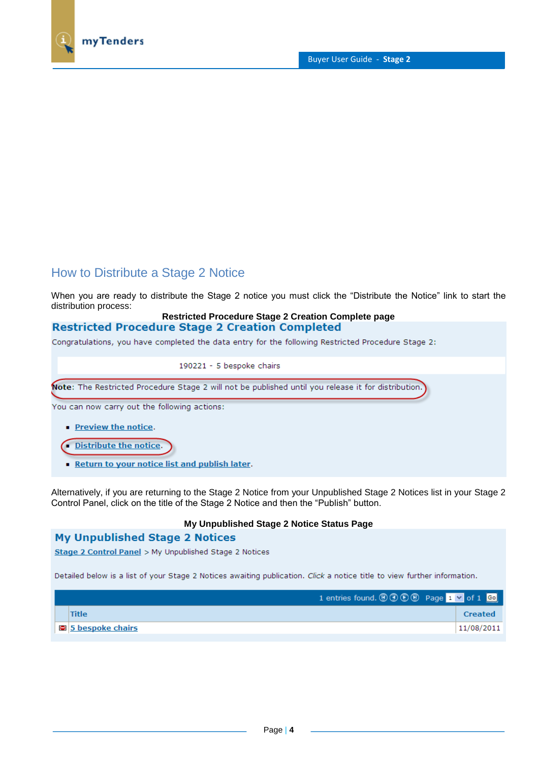## How to Distribute a Stage 2 Notice

When you are ready to distribute the Stage 2 notice you must click the "Distribute the Notice" link to start the distribution process:

**Restricted Procedure Stage 2 Creation Complete page**

### Restricted Procedure Stage 2 Creation Completed

Congratulations, you have completed the data entry for the following Restricted Procedure Stage 2:

190221 - 5 bespoke chairs

**Note**: The Restricted Procedure Stage 2 will not be published until you release it for distribution.

You can now carry out the following actions:

- Preview the notice.
- Distribute the notice.
- Return to your notice list and publish later.

Alternatively, if you are returning to the Stage 2 Notice from your Unpublished Stage 2 Notices list in your Stage 2 Control Panel, click on the title of the Stage 2 Notice and then the "Publish" button.

**My Unpublished Stage 2 Notice Status Page**

### My Unpublished Stage 2 Notices

Stage 2 Control Panel > My Unpublished Stage 2 Notices

Detailed below is a list of your Stage 2 Notices awaiting publication. *Click* a notice title to view further information.

1 entries found. Page 1 of 1 Go

| Title | Created |
|---|---|
| 5 bespoke chairs | 11/08/2011 |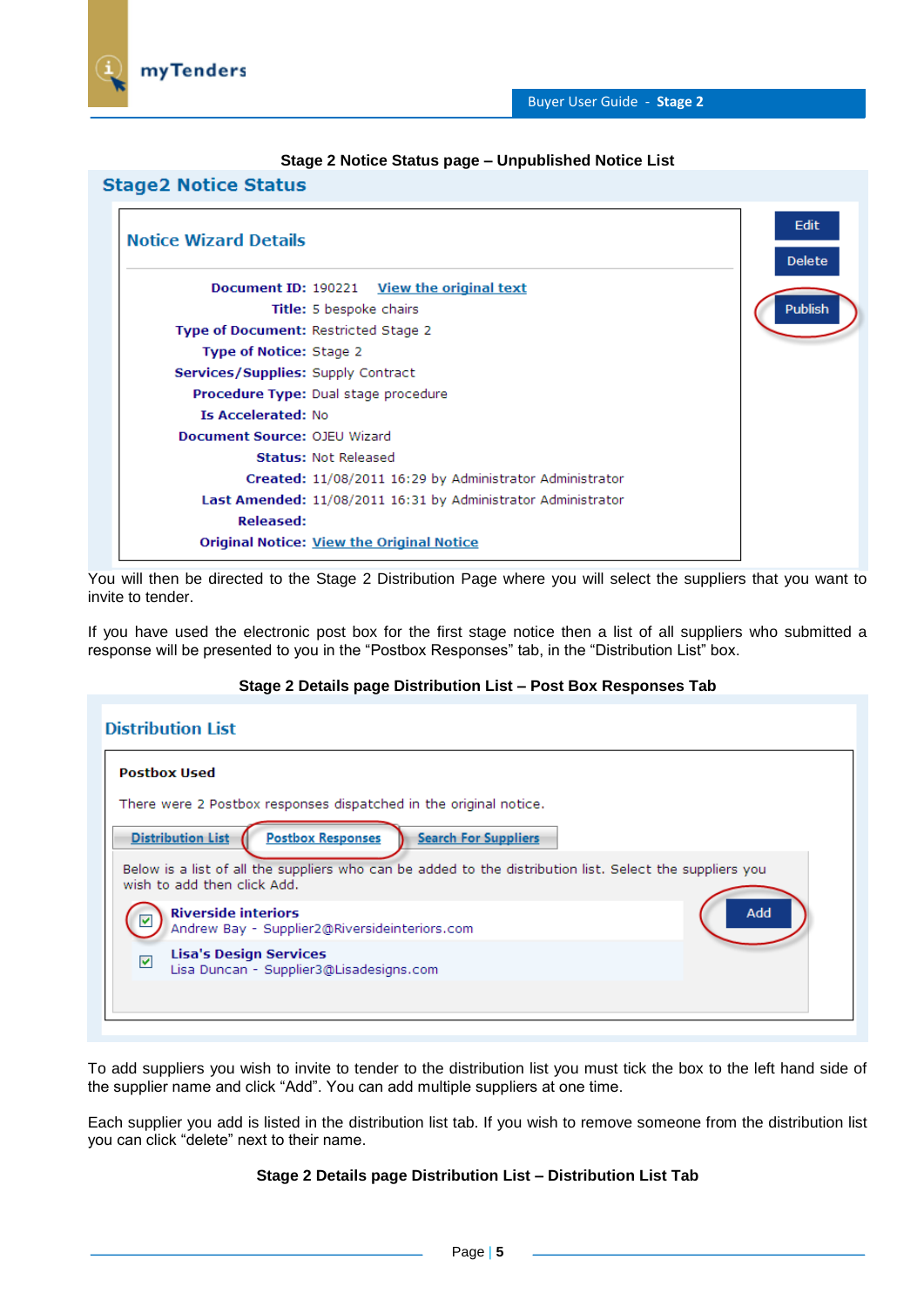**Stage 2 Notice Status page – Unpublished Notice List**

## Stage2 Notice Status

### Notice Wizard Details

Edit

Delete

Publish

**Document ID:** 190221 View the original text

**Title:** 5 bespoke chairs

**Type of Document:** Restricted Stage 2

**Type of Notice:** Stage 2

**Services/Supplies:** Supply Contract

**Procedure Type:** Dual stage procedure

**Is Accelerated:** No

**Document Source:** OJEU Wizard

**Status:** Not Released

**Created:** 11/08/2011 16:29 by Administrator Administrator

**Last Amended:** 11/08/2011 16:31 by Administrator Administrator

**Released:**

**Original Notice:** View the Original Notice

You will then be directed to the Stage 2 Distribution Page where you will select the suppliers that you want to invite to tender.

If you have used the electronic post box for the first stage notice then a list of all suppliers who submitted a response will be presented to you in the “Postbox Responses” tab, in the “Distribution List” box.

**Stage 2 Details page Distribution List – Post Box Responses Tab**

## Distribution List

**Postbox Used**

There were 2 Postbox responses dispatched in the original notice.

Distribution List | Postbox Responses | Search For Suppliers

Below is a list of all the suppliers who can be added to the distribution list. Select the suppliers you wish to add then click Add.

- [x] **Riverside interiors**
  Andrew Bay - Supplier2@Riversideinteriors.com
- [x] **Lisa's Design Services**
  Lisa Duncan - Supplier3@Lisadesigns.com

Add

To add suppliers you wish to invite to tender to the distribution list you must tick the box to the left hand side of the supplier name and click “Add”. You can add multiple suppliers at one time.

Each supplier you add is listed in the distribution list tab. If you wish to remove someone from the distribution list you can click “delete” next to their name.

**Stage 2 Details page Distribution List – Distribution List Tab**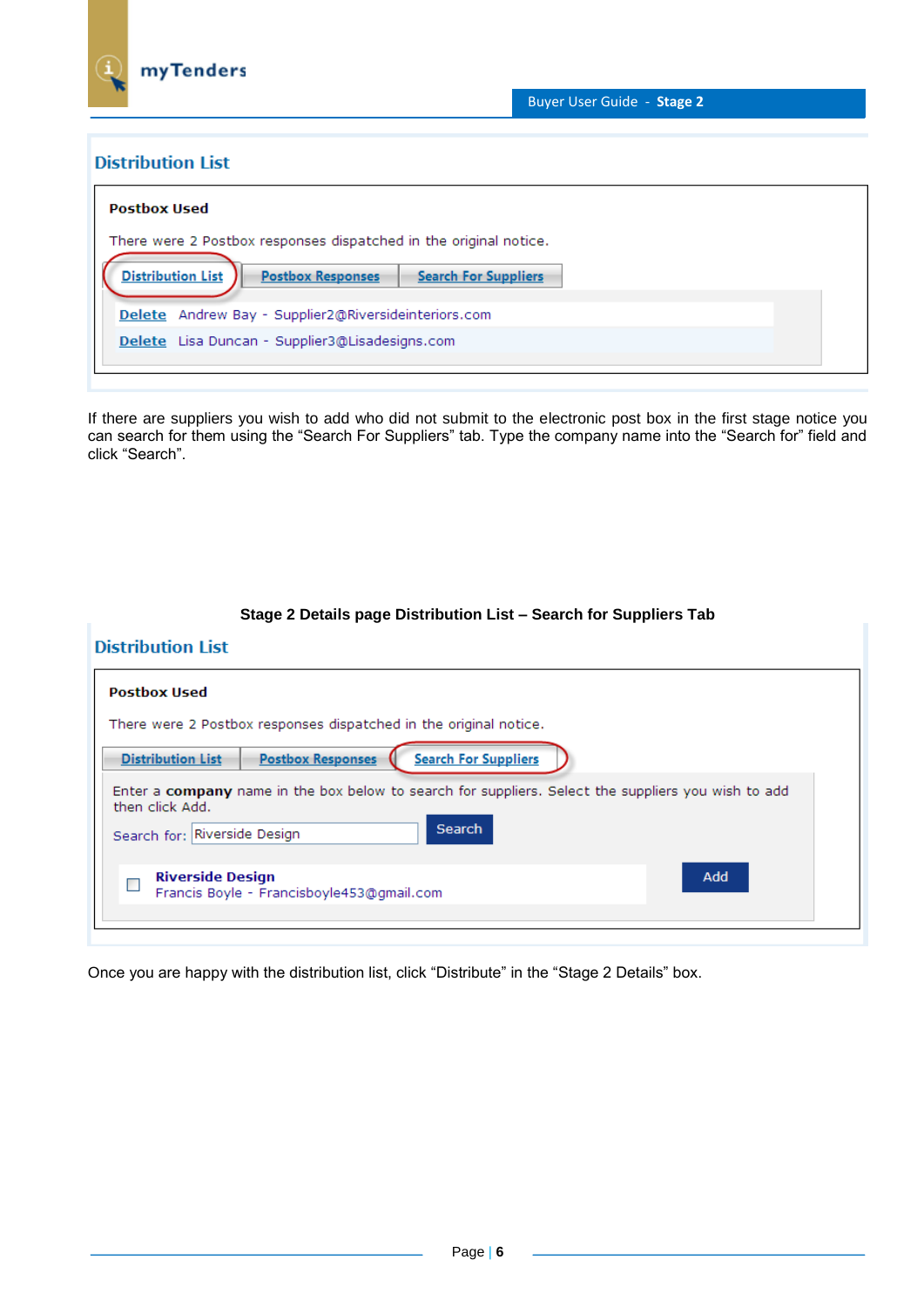## Distribution List

**Postbox Used**

There were 2 Postbox responses dispatched in the original notice.

Distribution List | Postbox Responses | Search For Suppliers

Delete Andrew Bay - Supplier2@Riversideinteriors.com

Delete Lisa Duncan - Supplier3@Lisadesigns.com

If there are suppliers you wish to add who did not submit to the electronic post box in the first stage notice you can search for them using the “Search For Suppliers” tab. Type the company name into the “Search for” field and click “Search”.

**Stage 2 Details page Distribution List – Search for Suppliers Tab**

## Distribution List

**Postbox Used**

There were 2 Postbox responses dispatched in the original notice.

Distribution List | Postbox Responses | Search For Suppliers

Enter a **company** name in the box below to search for suppliers. Select the suppliers you wish to add then click Add.

Search for: Riverside Design [Search]

☐ **Riverside Design**
Francis Boyle - Francisboyle453@gmail.com [Add]

Once you are happy with the distribution list, click “Distribute” in the “Stage 2 Details” box.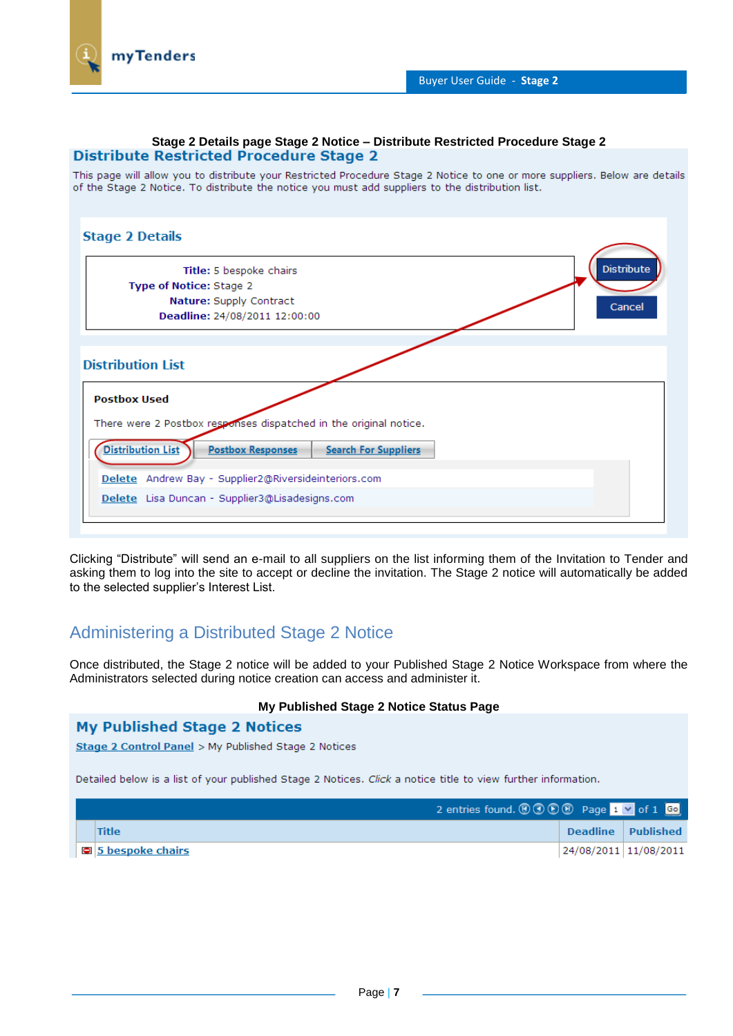**Stage 2 Details page Stage 2 Notice – Distribute Restricted Procedure Stage 2**

## Distribute Restricted Procedure Stage 2

This page will allow you to distribute your Restricted Procedure Stage 2 Notice to one or more suppliers. Below are details of the Stage 2 Notice. To distribute the notice you must add suppliers to the distribution list.

### Stage 2 Details

**Title:** 5 bespoke chairs
**Type of Notice:** Stage 2
**Nature:** Supply Contract
**Deadline:** 24/08/2011 12:00:00

Distribute

Cancel

### Distribution List

**Postbox Used**

There were 2 Postbox responses dispatched in the original notice.

Distribution List | Postbox Responses | Search For Suppliers

Delete Andrew Bay - Supplier2@Riversideinteriors.com
Delete Lisa Duncan - Supplier3@Lisadesigns.com

Clicking "Distribute" will send an e-mail to all suppliers on the list informing them of the Invitation to Tender and asking them to log into the site to accept or decline the invitation. The Stage 2 notice will automatically be added to the selected supplier's Interest List.

## Administering a Distributed Stage 2 Notice

Once distributed, the Stage 2 notice will be added to your Published Stage 2 Notice Workspace from where the Administrators selected during notice creation can access and administer it.

**My Published Stage 2 Notice Status Page**

## My Published Stage 2 Notices

Stage 2 Control Panel > My Published Stage 2 Notices

Detailed below is a list of your published Stage 2 Notices. *Click* a notice title to view further information.

2 entries found. Page 1 of 1 Go

| Title | Deadline | Published |
|---|---|---|
| 5 bespoke chairs | 24/08/2011 | 11/08/2011 |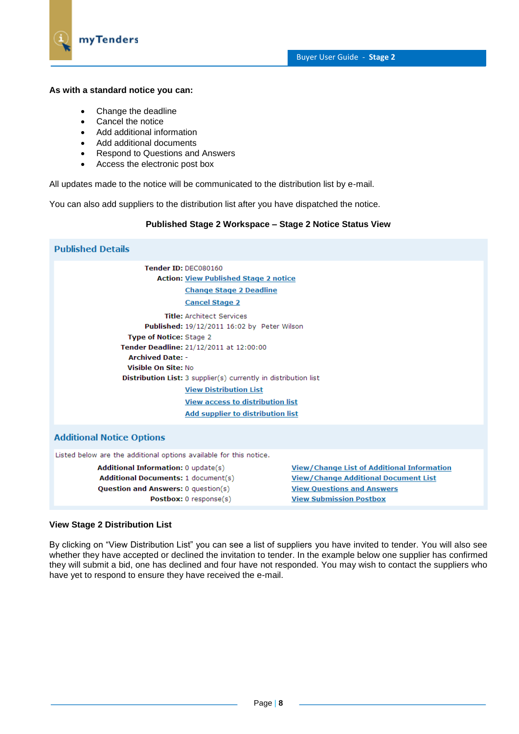**As with a standard notice you can:**

- Change the deadline
- Cancel the notice
- Add additional information
- Add additional documents
- Respond to Questions and Answers
- Access the electronic post box

All updates made to the notice will be communicated to the distribution list by e-mail.

You can also add suppliers to the distribution list after you have dispatched the notice.

**Published Stage 2 Workspace – Stage 2 Notice Status View**

## Published Details

| | |
|---|---|
| **Tender ID:** | DEC080160 |
| **Action:** | View Published Stage 2 notice |
| | Change Stage 2 Deadline |
| | Cancel Stage 2 |
| **Title:** | Architect Services |
| **Published:** | 19/12/2011 16:02 by Peter Wilson |
| **Type of Notice:** | Stage 2 |
| **Tender Deadline:** | 21/12/2011 at 12:00:00 |
| **Archived Date:** | - |
| **Visible On Site:** | No |
| **Distribution List:** | 3 supplier(s) currently in distribution list |
| | View Distribution List |
| | View access to distribution list |
| | Add supplier to distribution list |

## Additional Notice Options

Listed below are the additional options available for this notice.

| | | |
|---|---|---|
| **Additional Information:** | 0 update(s) | View/Change List of Additional Information |
| **Additional Documents:** | 1 document(s) | View/Change Additional Document List |
| **Question and Answers:** | 0 question(s) | View Questions and Answers |
| **Postbox:** | 0 response(s) | View Submission Postbox |

**View Stage 2 Distribution List**

By clicking on "View Distribution List" you can see a list of suppliers you have invited to tender. You will also see whether they have accepted or declined the invitation to tender. In the example below one supplier has confirmed they will submit a bid, one has declined and four have not responded. You may wish to contact the suppliers who have yet to respond to ensure they have received the e-mail.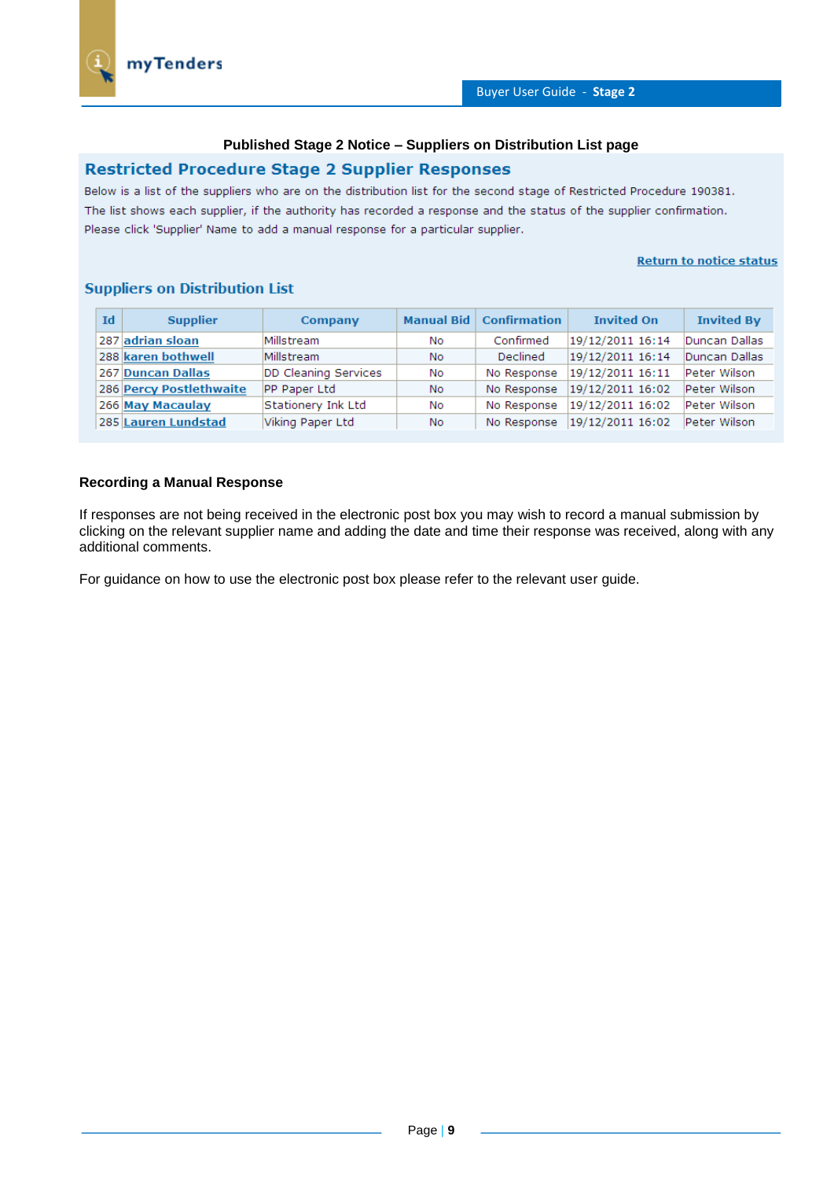**Published Stage 2 Notice – Suppliers on Distribution List page**

## Restricted Procedure Stage 2 Supplier Responses

Below is a list of the suppliers who are on the distribution list for the second stage of Restricted Procedure 190381.
The list shows each supplier, if the authority has recorded a response and the status of the supplier confirmation.
Please click 'Supplier' Name to add a manual response for a particular supplier.

Return to notice status

### Suppliers on Distribution List

| Id | Supplier | Company | Manual Bid | Confirmation | Invited On | Invited By |
|---|---|---|---|---|---|---|
| 287 | adrian sloan | Millstream | No | Confirmed | 19/12/2011 16:14 | Duncan Dallas |
| 288 | karen bothwell | Millstream | No | Declined | 19/12/2011 16:14 | Duncan Dallas |
| 267 | Duncan Dallas | DD Cleaning Services | No | No Response | 19/12/2011 16:11 | Peter Wilson |
| 286 | Percy Postlethwaite | PP Paper Ltd | No | No Response | 19/12/2011 16:02 | Peter Wilson |
| 266 | May Macaulay | Stationery Ink Ltd | No | No Response | 19/12/2011 16:02 | Peter Wilson |
| 285 | Lauren Lundstad | Viking Paper Ltd | No | No Response | 19/12/2011 16:02 | Peter Wilson |

**Recording a Manual Response**

If responses are not being received in the electronic post box you may wish to record a manual submission by clicking on the relevant supplier name and adding the date and time their response was received, along with any additional comments.

For guidance on how to use the electronic post box please refer to the relevant user guide.